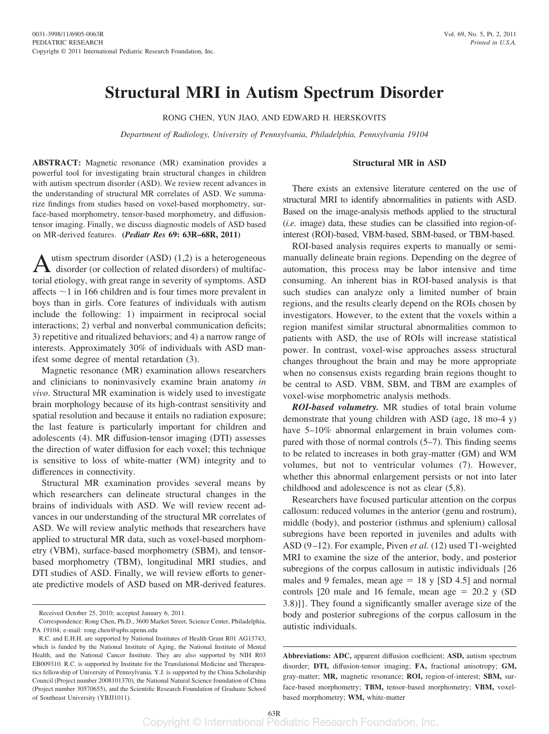# Structural MRI in Autism Spectrum Disorder

RONG CHEN, YUN JIAO, AND EDWARD H. HERSKOVITS

*Department of Radiology, University of Pennsylvania, Philadelphia, Pennsylvania 19104*

**ABSTRACT:** Magnetic resonance (MR) examination provides a powerful tool for investigating brain structural changes in children with autism spectrum disorder (ASD). We review recent advances in the understanding of structural MR correlates of ASD. We summarize findings from studies based on voxel-based morphometry, surface-based morphometry, tensor-based morphometry, and diffusion-tensor imaging. Finally, we discuss diagnostic models of ASD based on MR-derived features. **(*Pediatr Res* 69: 63R–68R, 2011)**

Autism spectrum disorder (ASD) (1,2) is a heterogeneous disorder (or collection of related disorders) of multifactorial etiology, with great range in severity of symptoms. ASD affects ~1 in 166 children and is four times more prevalent in boys than in girls. Core features of individuals with autism include the following: 1) impairment in reciprocal social interactions; 2) verbal and nonverbal communication deficits; 3) repetitive and ritualized behaviors; and 4) a narrow range of interests. Approximately 30% of individuals with ASD manifest some degree of mental retardation (3).

Magnetic resonance (MR) examination allows researchers and clinicians to noninvasively examine brain anatomy *in vivo*. Structural MR examination is widely used to investigate brain morphology because of its high-contrast sensitivity and spatial resolution and because it entails no radiation exposure; the last feature is particularly important for children and adolescents (4). MR diffusion-tensor imaging (DTI) assesses the direction of water diffusion for each voxel; this technique is sensitive to loss of white-matter (WM) integrity and to differences in connectivity.

Structural MR examination provides several means by which researchers can delineate structural changes in the brains of individuals with ASD. We will review recent advances in our understanding of the structural MR correlates of ASD. We will review analytic methods that researchers have applied to structural MR data, such as voxel-based morphometry (VBM), surface-based morphometry (SBM), and tensor-based morphometry (TBM), longitudinal MRI studies, and DTI studies of ASD. Finally, we will review efforts to generate predictive models of ASD based on MR-derived features.

## Structural MR in ASD

There exists an extensive literature centered on the use of structural MRI to identify abnormalities in patients with ASD. Based on the image-analysis methods applied to the structural (*i.e.* image) data, these studies can be classified into region-of-interest (ROI)-based, VBM-based, SBM-based, or TBM-based.

ROI-based analysis requires experts to manually or semi-manually delineate brain regions. Depending on the degree of automation, this process may be labor intensive and time consuming. An inherent bias in ROI-based analysis is that such studies can analyze only a limited number of brain regions, and the results clearly depend on the ROIs chosen by investigators. However, to the extent that the voxels within a region manifest similar structural abnormalities common to patients with ASD, the use of ROIs will increase statistical power. In contrast, voxel-wise approaches assess structural changes throughout the brain and may be more appropriate when no consensus exists regarding brain regions thought to be central to ASD. VBM, SBM, and TBM are examples of voxel-wise morphometric analysis methods.

***ROI-based volumetry.*** MR studies of total brain volume demonstrate that young children with ASD (age, 18 mo-4 y) have 5–10% abnormal enlargement in brain volumes compared with those of normal controls (5–7). This finding seems to be related to increases in both gray-matter (GM) and WM volumes, but not to ventricular volumes (7). However, whether this abnormal enlargement persists or not into later childhood and adolescence is not as clear (5,8).

Researchers have focused particular attention on the corpus callosum: reduced volumes in the anterior (genu and rostrum), middle (body), and posterior (isthmus and splenium) callosal subregions have been reported in juveniles and adults with ASD (9–12). For example, Piven *et al.* (12) used T1-weighted MRI to examine the size of the anterior, body, and posterior subregions of the corpus callosum in autistic individuals {26 males and 9 females, mean age = 18 y [SD 4.5] and normal controls [20 male and 16 female, mean age = 20.2 y (SD 3.8)]}. They found a significantly smaller average size of the body and posterior subregions of the corpus callosum in the autistic individuals.

---

Received October 25, 2010; accepted January 6, 2011.

Correspondence: Rong Chen, Ph.D., 3600 Market Street, Science Center, Philadelphia, PA 19104; e-mail: rong.chen@uphs.upenn.edu

R.C. and E.H.H. are supported by National Institutes of Health Grant R01 AG13743, which is funded by the National Institute of Aging, the National Institute of Mental Health, and the National Cancer Institute. They are also supported by NIH R03 EB009310. R.C. is supported by Institute for the Translational Medicine and Therapeutics fellowship of University of Pennsylvania. Y.J. is supported by the China Scholarship Council (Project number 2008101370), the National Natural Science foundation of China (Project number 30570655), and the Scientific Research Foundation of Graduate School of Southeast University (YBJJ1011).

**Abbreviations: ADC,** apparent diffusion coefficient; **ASD,** autism spectrum disorder; **DTI,** diffusion-tensor imaging; **FA,** fractional anisotropy; **GM,** gray-matter; **MR,** magnetic resonance; **ROI,** region-of-interest; **SBM,** surface-based morphometry; **TBM,** tensor-based morphometry; **VBM,** voxel-based morphometry; **WM,** white-matter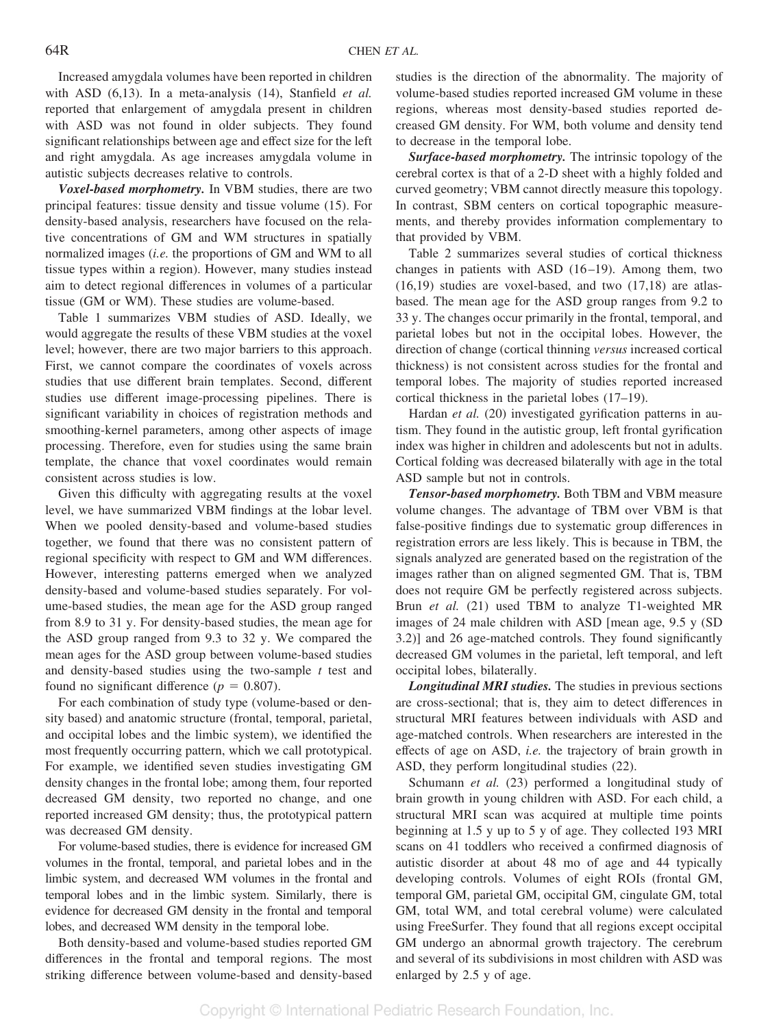Increased amygdala volumes have been reported in children with ASD (6,13). In a meta-analysis (14), Stanfield *et al.* reported that enlargement of amygdala present in children with ASD was not found in older subjects. They found significant relationships between age and effect size for the left and right amygdala. As age increases amygdala volume in autistic subjects decreases relative to controls.

***Voxel-based morphometry.*** In VBM studies, there are two principal features: tissue density and tissue volume (15). For density-based analysis, researchers have focused on the relative concentrations of GM and WM structures in spatially normalized images (*i.e.* the proportions of GM and WM to all tissue types within a region). However, many studies instead aim to detect regional differences in volumes of a particular tissue (GM or WM). These studies are volume-based.

Table 1 summarizes VBM studies of ASD. Ideally, we would aggregate the results of these VBM studies at the voxel level; however, there are two major barriers to this approach. First, we cannot compare the coordinates of voxels across studies that use different brain templates. Second, different studies use different image-processing pipelines. There is significant variability in choices of registration methods and smoothing-kernel parameters, among other aspects of image processing. Therefore, even for studies using the same brain template, the chance that voxel coordinates would remain consistent across studies is low.

Given this difficulty with aggregating results at the voxel level, we have summarized VBM findings at the lobar level. When we pooled density-based and volume-based studies together, we found that there was no consistent pattern of regional specificity with respect to GM and WM differences. However, interesting patterns emerged when we analyzed density-based and volume-based studies separately. For volume-based studies, the mean age for the ASD group ranged from 8.9 to 31 y. For density-based studies, the mean age for the ASD group ranged from 9.3 to 32 y. We compared the mean ages for the ASD group between volume-based studies and density-based studies using the two-sample $t$ test and found no significant difference ($p = 0.807$).

For each combination of study type (volume-based or density based) and anatomic structure (frontal, temporal, parietal, and occipital lobes and the limbic system), we identified the most frequently occurring pattern, which we call prototypical. For example, we identified seven studies investigating GM density changes in the frontal lobe; among them, four reported decreased GM density, two reported no change, and one reported increased GM density; thus, the prototypical pattern was decreased GM density.

For volume-based studies, there is evidence for increased GM volumes in the frontal, temporal, and parietal lobes and in the limbic system, and decreased WM volumes in the frontal and temporal lobes and in the limbic system. Similarly, there is evidence for decreased GM density in the frontal and temporal lobes, and decreased WM density in the temporal lobe.

Both density-based and volume-based studies reported GM differences in the frontal and temporal regions. The most striking difference between volume-based and density-based studies is the direction of the abnormality. The majority of volume-based studies reported increased GM volume in these regions, whereas most density-based studies reported decreased GM density. For WM, both volume and density tend to decrease in the temporal lobe.

***Surface-based morphometry.*** The intrinsic topology of the cerebral cortex is that of a 2-D sheet with a highly folded and curved geometry; VBM cannot directly measure this topology. In contrast, SBM centers on cortical topographic measurements, and thereby provides information complementary to that provided by VBM.

Table 2 summarizes several studies of cortical thickness changes in patients with ASD (16–19). Among them, two (16,19) studies are voxel-based, and two (17,18) are atlas-based. The mean age for the ASD group ranges from 9.2 to 33 y. The changes occur primarily in the frontal, temporal, and parietal lobes but not in the occipital lobes. However, the direction of change (cortical thinning *versus* increased cortical thickness) is not consistent across studies for the frontal and temporal lobes. The majority of studies reported increased cortical thickness in the parietal lobes (17–19).

Hardan *et al.* (20) investigated gyrification patterns in autism. They found in the autistic group, left frontal gyrification index was higher in children and adolescents but not in adults. Cortical folding was decreased bilaterally with age in the total ASD sample but not in controls.

***Tensor-based morphometry.*** Both TBM and VBM measure volume changes. The advantage of TBM over VBM is that false-positive findings due to systematic group differences in registration errors are less likely. This is because in TBM, the signals analyzed are generated based on the registration of the images rather than on aligned segmented GM. That is, TBM does not require GM be perfectly registered across subjects. Brun *et al.* (21) used TBM to analyze T1-weighted MR images of 24 male children with ASD [mean age, 9.5 y (SD 3.2)] and 26 age-matched controls. They found significantly decreased GM volumes in the parietal, left temporal, and left occipital lobes, bilaterally.

***Longitudinal MRI studies.*** The studies in previous sections are cross-sectional; that is, they aim to detect differences in structural MRI features between individuals with ASD and age-matched controls. When researchers are interested in the effects of age on ASD, *i.e.* the trajectory of brain growth in ASD, they perform longitudinal studies (22).

Schumann *et al.* (23) performed a longitudinal study of brain growth in young children with ASD. For each child, a structural MRI scan was acquired at multiple time points beginning at 1.5 y up to 5 y of age. They collected 193 MRI scans on 41 toddlers who received a confirmed diagnosis of autistic disorder at about 48 mo of age and 44 typically developing controls. Volumes of eight ROIs (frontal GM, temporal GM, parietal GM, occipital GM, cingulate GM, total GM, total WM, and total cerebral volume) were calculated using FreeSurfer. They found that all regions except occipital GM undergo an abnormal growth trajectory. The cerebrum and several of its subdivisions in most children with ASD was enlarged by 2.5 y of age.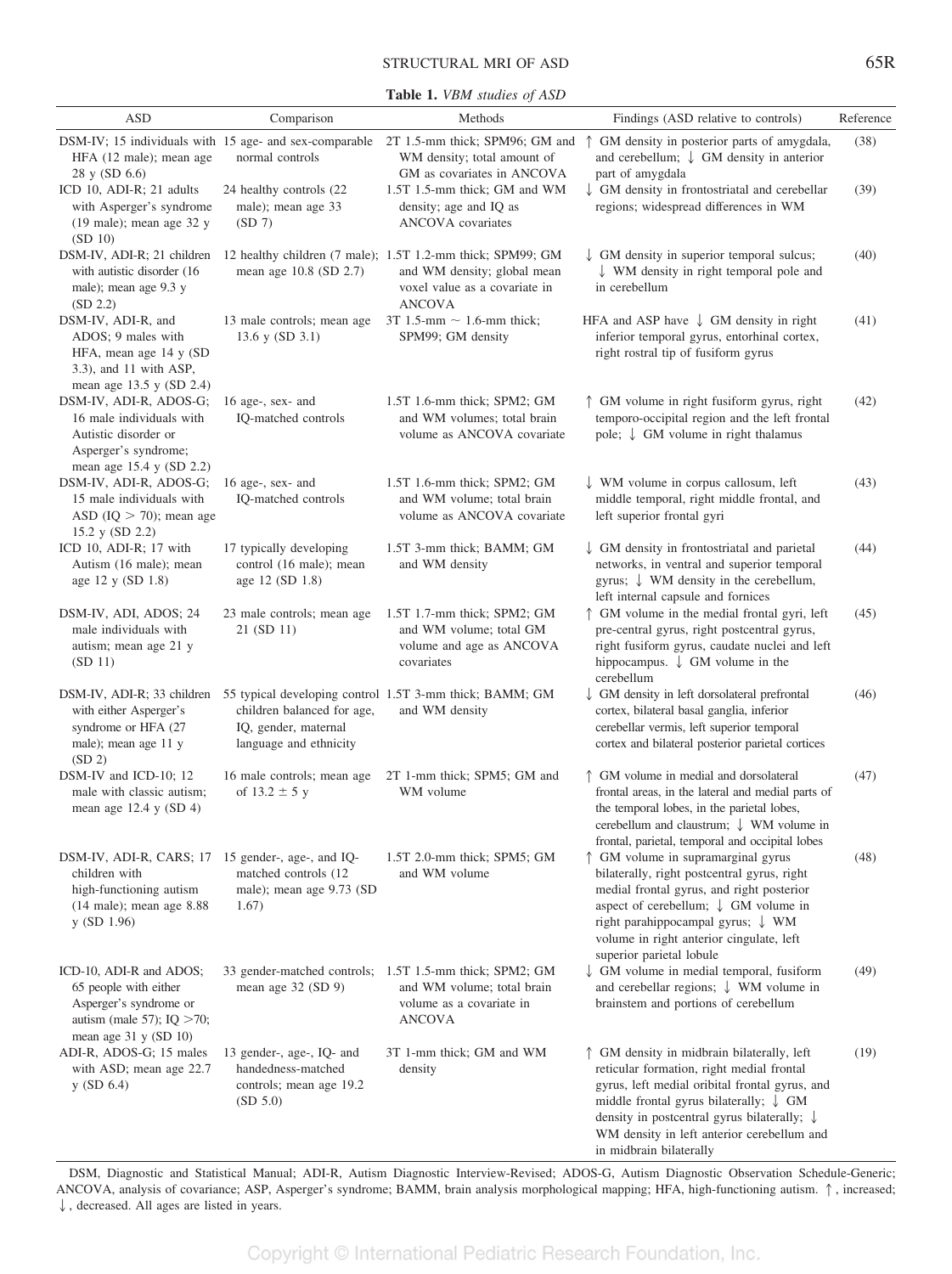**Table 1.** *VBM studies of ASD*

| ASD | Comparison | Methods | Findings (ASD relative to controls) | Reference |
|---|---|---|---|---|
| DSM-IV; 15 individuals with HFA (12 male); mean age 28 y (SD 6.6) | 15 age- and sex-comparable normal controls | 2T 1.5-mm thick; SPM96; GM and WM density; total amount of GM as covariates in ANCOVA | ↑ GM density in posterior parts of amygdala, and cerebellum; ↓ GM density in anterior part of amygdala | (38) |
| ICD 10, ADI-R; 21 adults with Asperger's syndrome (19 male); mean age 32 y (SD 10) | 24 healthy controls (22 male); mean age 33 (SD 7) | 1.5T 1.5-mm thick; GM and WM density; age and IQ as ANCOVA covariates | ↓ GM density in frontostriatal and cerebellar regions; widespread differences in WM | (39) |
| DSM-IV, ADI-R; 21 children with autistic disorder (16 male); mean age 9.3 y (SD 2.2) | 12 healthy children (7 male); mean age 10.8 (SD 2.7) | 1.5T 1.2-mm thick; SPM99; GM and WM density; global mean voxel value as a covariate in ANCOVA | ↓ GM density in superior temporal sulcus; ↓ WM density in right temporal pole and in cerebellum | (40) |
| DSM-IV, ADI-R, and ADOS; 9 males with HFA, mean age 14 y (SD 3.3), and 11 with ASP, mean age 13.5 y (SD 2.4) | 13 male controls; mean age 13.6 y (SD 3.1) | 3T 1.5-mm ~ 1.6-mm thick; SPM99; GM density | HFA and ASP have ↓ GM density in right inferior temporal gyrus, entorhinal cortex, right rostral tip of fusiform gyrus | (41) |
| DSM-IV, ADI-R, ADOS-G; 16 male individuals with Autistic disorder or Asperger's syndrome; mean age 15.4 y (SD 2.2) | 16 age-, sex- and IQ-matched controls | 1.5T 1.6-mm thick; SPM2; GM and WM volumes; total brain volume as ANCOVA covariate | ↑ GM volume in right fusiform gyrus, right temporo-occipital region and the left frontal pole; ↓ GM volume in right thalamus | (42) |
| DSM-IV, ADI-R, ADOS-G; 15 male individuals with ASD (IQ > 70); mean age 15.2 y (SD 2.2) | 16 age-, sex- and IQ-matched controls | 1.5T 1.6-mm thick; SPM2; GM and WM volume; total brain volume as ANCOVA covariate | ↓ WM volume in corpus callosum, left middle temporal, right middle frontal, and left superior frontal gyri | (43) |
| ICD 10, ADI-R; 17 with Autism (16 male); mean age 12 y (SD 1.8) | 17 typically developing control (16 male); mean age 12 (SD 1.8) | 1.5T 3-mm thick; BAMM; GM and WM density | ↓ GM density in frontostriatal and parietal networks, in ventral and superior temporal gyrus; ↓ WM density in the cerebellum, left internal capsule and fornices | (44) |
| DSM-IV, ADI, ADOS; 24 male individuals with autism; mean age 21 y (SD 11) | 23 male controls; mean age 21 (SD 11) | 1.5T 1.7-mm thick; SPM2; GM and WM volume; total GM volume and age as ANCOVA covariates | ↑ GM volume in the medial frontal gyri, left pre-central gyrus, right postcentral gyrus, right fusiform gyrus, caudate nuclei and left hippocampus. ↓ GM volume in the cerebellum | (45) |
| DSM-IV, ADI-R; 33 children with either Asperger's syndrome or HFA (27 male); mean age 11 y (SD 2) | 55 typical developing control children balanced for age, IQ, gender, maternal language and ethnicity | 1.5T 3-mm thick; BAMM; GM and WM density | ↓ GM density in left dorsolateral prefrontal cortex, bilateral basal ganglia, inferior cerebellar vermis, left superior temporal cortex and bilateral posterior parietal cortices | (46) |
| DSM-IV and ICD-10; 12 male with classic autism; mean age 12.4 y (SD 4) | 16 male controls; mean age of 13.2 ± 5 y | 2T 1-mm thick; SPM5; GM and WM volume | ↑ GM volume in medial and dorsolateral frontal areas, in the lateral and medial parts of the temporal lobes, in the parietal lobes, cerebellum and claustrum; ↓ WM volume in frontal, parietal, temporal and occipital lobes | (47) |
| DSM-IV, ADI-R, CARS; 17 children with high-functioning autism (14 male); mean age 8.88 y (SD 1.96) | 15 gender-, age-, and IQ-matched controls (12 male); mean age 9.73 (SD 1.67) | 1.5T 2.0-mm thick; SPM5; GM and WM volume | ↑ GM volume in supramarginal gyrus bilaterally, right postcentral gyrus, right medial frontal gyrus, and right posterior aspect of cerebellum; ↓ GM volume in right parahippocampal gyrus; ↓ WM volume in right anterior cingulate, left superior parietal lobule | (48) |
| ICD-10, ADI-R and ADOS; 65 people with either Asperger's syndrome or autism (male 57); IQ >70; mean age 31 y (SD 10) | 33 gender-matched controls; mean age 32 (SD 9) | 1.5T 1.5-mm thick; SPM2; GM and WM volume; total brain volume as a covariate in ANCOVA | ↓ GM volume in medial temporal, fusiform and cerebellar regions; ↓ WM volume in brainstem and portions of cerebellum | (49) |
| ADI-R, ADOS-G; 15 males with ASD; mean age 22.7 y (SD 6.4) | 13 gender-, age-, IQ- and handedness-matched controls; mean age 19.2 (SD 5.0) | 3T 1-mm thick; GM and WM density | ↑ GM density in midbrain bilaterally, left reticular formation, right medial frontal gyrus, left medial oribital frontal gyrus, and middle frontal gyrus bilaterally; ↓ GM density in postcentral gyrus bilaterally; ↓ WM density in left anterior cerebellum and in midbrain bilaterally | (19) |

DSM, Diagnostic and Statistical Manual; ADI-R, Autism Diagnostic Interview-Revised; ADOS-G, Autism Diagnostic Observation Schedule-Generic; ANCOVA, analysis of covariance; ASP, Asperger's syndrome; BAMM, brain analysis morphological mapping; HFA, high-functioning autism. ↑, increased; ↓, decreased. All ages are listed in years.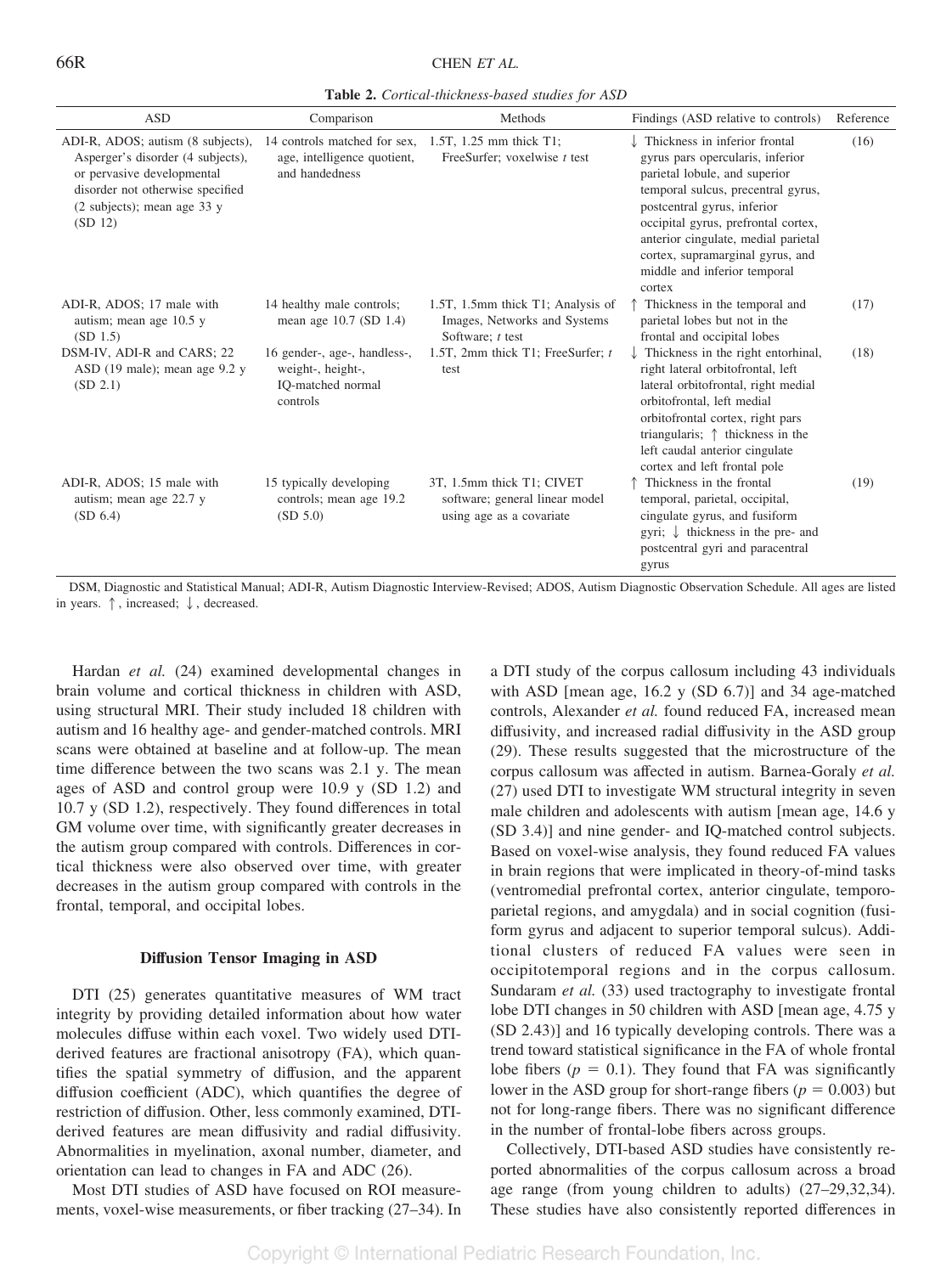**Table 2.** *Cortical-thickness-based studies for ASD*

| ASD | Comparison | Methods | Findings (ASD relative to controls) | Reference |
|---|---|---|---|---|
| ADI-R, ADOS; autism (8 subjects), Asperger's disorder (4 subjects), or pervasive developmental disorder not otherwise specified (2 subjects); mean age 33 y (SD 12) | 14 controls matched for sex, age, intelligence quotient, and handedness | 1.5T, 1.25 mm thick T1; FreeSurfer; voxelwise *t* test | ↓ Thickness in inferior frontal gyrus pars opercularis, inferior parietal lobule, and superior temporal sulcus, precentral gyrus, postcentral gyrus, inferior occipital gyrus, prefrontal cortex, anterior cingulate, medial parietal cortex, supramarginal gyrus, and middle and inferior temporal cortex | (16) |
| ADI-R, ADOS; 17 male with autism; mean age 10.5 y (SD 1.5) | 14 healthy male controls; mean age 10.7 (SD 1.4) | 1.5T, 1.5mm thick T1; Analysis of Images, Networks and Systems Software; *t* test | ↑ Thickness in the temporal and parietal lobes but not in the frontal and occipital lobes | (17) |
| DSM-IV, ADI-R and CARS; 22 ASD (19 male); mean age 9.2 y (SD 2.1) | 16 gender-, age-, handless-, weight-, height-, IQ-matched normal controls | 1.5T, 2mm thick T1; FreeSurfer; *t* test | ↓ Thickness in the right entorhinal, right lateral orbitofrontal, left lateral orbitofrontal, right medial orbitofrontal, left medial orbitofrontal cortex, right pars triangularis; ↑ thickness in the left caudal anterior cingulate cortex and left frontal pole | (18) |
| ADI-R, ADOS; 15 male with autism; mean age 22.7 y (SD 6.4) | 15 typically developing controls; mean age 19.2 (SD 5.0) | 3T, 1.5mm thick T1; CIVET software; general linear model using age as a covariate | ↑ Thickness in the frontal temporal, parietal, occipital, cingulate gyrus, and fusiform gyri; ↓ thickness in the pre- and postcentral gyri and paracentral gyrus | (19) |

DSM, Diagnostic and Statistical Manual; ADI-R, Autism Diagnostic Interview-Revised; ADOS, Autism Diagnostic Observation Schedule. All ages are listed in years. ↑, increased; ↓, decreased.

Hardan *et al.* (24) examined developmental changes in brain volume and cortical thickness in children with ASD, using structural MRI. Their study included 18 children with autism and 16 healthy age- and gender-matched controls. MRI scans were obtained at baseline and at follow-up. The mean time difference between the two scans was 2.1 y. The mean ages of ASD and control group were 10.9 y (SD 1.2) and 10.7 y (SD 1.2), respectively. They found differences in total GM volume over time, with significantly greater decreases in the autism group compared with controls. Differences in cortical thickness were also observed over time, with greater decreases in the autism group compared with controls in the frontal, temporal, and occipital lobes.

### Diffusion Tensor Imaging in ASD

DTI (25) generates quantitative measures of WM tract integrity by providing detailed information about how water molecules diffuse within each voxel. Two widely used DTI-derived features are fractional anisotropy (FA), which quantifies the spatial symmetry of diffusion, and the apparent diffusion coefficient (ADC), which quantifies the degree of restriction of diffusion. Other, less commonly examined, DTI-derived features are mean diffusivity and radial diffusivity. Abnormalities in myelination, axonal number, diameter, and orientation can lead to changes in FA and ADC (26).

Most DTI studies of ASD have focused on ROI measurements, voxel-wise measurements, or fiber tracking (27–34). In a DTI study of the corpus callosum including 43 individuals with ASD [mean age, 16.2 y (SD 6.7)] and 34 age-matched controls, Alexander *et al.* found reduced FA, increased mean diffusivity, and increased radial diffusivity in the ASD group (29). These results suggested that the microstructure of the corpus callosum was affected in autism. Barnea-Goraly *et al.* (27) used DTI to investigate WM structural integrity in seven male children and adolescents with autism [mean age, 14.6 y (SD 3.4)] and nine gender- and IQ-matched control subjects. Based on voxel-wise analysis, they found reduced FA values in brain regions that were implicated in theory-of-mind tasks (ventromedial prefrontal cortex, anterior cingulate, temporoparietal regions, and amygdala) and in social cognition (fusiform gyrus and adjacent to superior temporal sulcus). Additional clusters of reduced FA values were seen in occipitotemporal regions and in the corpus callosum. Sundaram *et al.* (33) used tractography to investigate frontal lobe DTI changes in 50 children with ASD [mean age, 4.75 y (SD 2.43)] and 16 typically developing controls. There was a trend toward statistical significance in the FA of whole frontal lobe fibers ($p = 0.1$). They found that FA was significantly lower in the ASD group for short-range fibers ($p = 0.003$) but not for long-range fibers. There was no significant difference in the number of frontal-lobe fibers across groups.

Collectively, DTI-based ASD studies have consistently reported abnormalities of the corpus callosum across a broad age range (from young children to adults) (27–29,32,34). These studies have also consistently reported differences in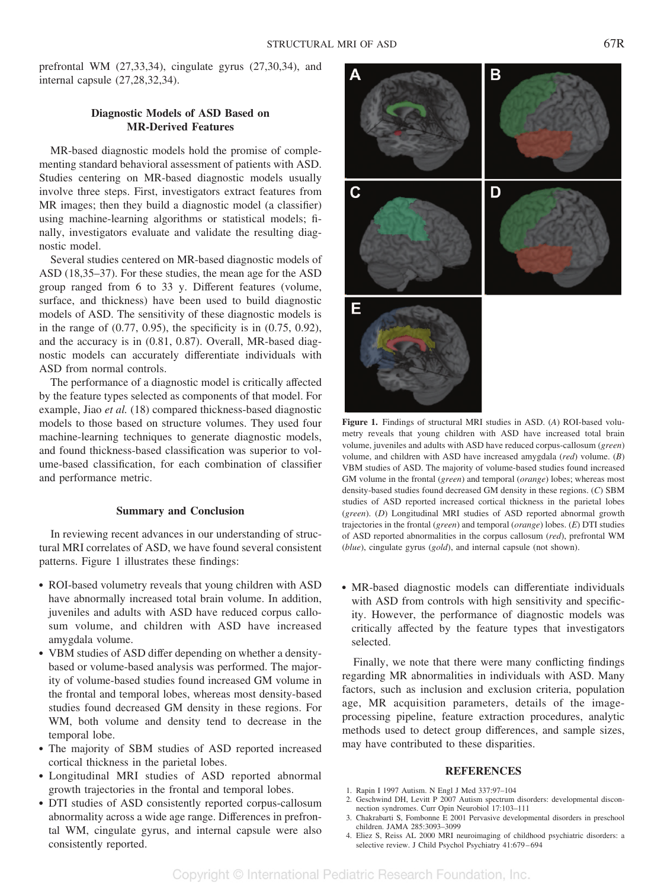prefrontal WM (27,33,34), cingulate gyrus (27,30,34), and internal capsule (27,28,32,34).

### Diagnostic Models of ASD Based on MR-Derived Features

MR-based diagnostic models hold the promise of complementing standard behavioral assessment of patients with ASD. Studies centering on MR-based diagnostic models usually involve three steps. First, investigators extract features from MR images; then they build a diagnostic model (a classifier) using machine-learning algorithms or statistical models; finally, investigators evaluate and validate the resulting diagnostic model.

Several studies centered on MR-based diagnostic models of ASD (18,35–37). For these studies, the mean age for the ASD group ranged from 6 to 33 y. Different features (volume, surface, and thickness) have been used to build diagnostic models of ASD. The sensitivity of these diagnostic models is in the range of (0.77, 0.95), the specificity is in (0.75, 0.92), and the accuracy is in (0.81, 0.87). Overall, MR-based diagnostic models can accurately differentiate individuals with ASD from normal controls.

The performance of a diagnostic model is critically affected by the feature types selected as components of that model. For example, Jiao *et al.* (18) compared thickness-based diagnostic models to those based on structure volumes. They used four machine-learning techniques to generate diagnostic models, and found thickness-based classification was superior to volume-based classification, for each combination of classifier and performance metric.

### Summary and Conclusion

In reviewing recent advances in our understanding of structural MRI correlates of ASD, we have found several consistent patterns. Figure 1 illustrates these findings:

- ROI-based volumetry reveals that young children with ASD have abnormally increased total brain volume. In addition, juveniles and adults with ASD have reduced corpus callosum volume, and children with ASD have increased amygdala volume.
- VBM studies of ASD differ depending on whether a density-based or volume-based analysis was performed. The majority of volume-based studies found increased GM volume in the frontal and temporal lobes, whereas most density-based studies found decreased GM density in these regions. For WM, both volume and density tend to decrease in the temporal lobe.
- The majority of SBM studies of ASD reported increased cortical thickness in the parietal lobes.
- Longitudinal MRI studies of ASD reported abnormal growth trajectories in the frontal and temporal lobes.
- DTI studies of ASD consistently reported corpus-callosum abnormality across a wide age range. Differences in prefrontal WM, cingulate gyrus, and internal capsule were also consistently reported.

**Figure 1.** Findings of structural MRI studies in ASD. (*A*) ROI-based volumetry reveals that young children with ASD have increased total brain volume, juveniles and adults with ASD have reduced corpus-callosum (*green*) volume, and children with ASD have increased amygdala (*red*) volume. (*B*) VBM studies of ASD. The majority of volume-based studies found increased GM volume in the frontal (*green*) and temporal (*orange*) lobes; whereas most density-based studies found decreased GM density in these regions. (*C*) SBM studies of ASD reported increased cortical thickness in the parietal lobes (*green*). (*D*) Longitudinal MRI studies of ASD reported abnormal growth trajectories in the frontal (*green*) and temporal (*orange*) lobes. (*E*) DTI studies of ASD reported abnormalities in the corpus callosum (*red*), prefrontal WM (*blue*), cingulate gyrus (*gold*), and internal capsule (not shown).

- MR-based diagnostic models can differentiate individuals with ASD from controls with high sensitivity and specificity. However, the performance of diagnostic models was critically affected by the feature types that investigators selected.

Finally, we note that there were many conflicting findings regarding MR abnormalities in individuals with ASD. Many factors, such as inclusion and exclusion criteria, population age, MR acquisition parameters, details of the image-processing pipeline, feature extraction procedures, analytic methods used to detect group differences, and sample sizes, may have contributed to these disparities.

### REFERENCES

1. Rapin I 1997 Autism. N Engl J Med 337:97–104
2. Geschwind DH, Levitt P 2007 Autism spectrum disorders: developmental disconnection syndromes. Curr Opin Neurobiol 17:103–111
3. Chakrabarti S, Fombonne E 2001 Pervasive developmental disorders in preschool children. JAMA 285:3093–3099
4. Eliez S, Reiss AL 2000 MRI neuroimaging of childhood psychiatric disorders: a selective review. J Child Psychol Psychiatry 41:679–694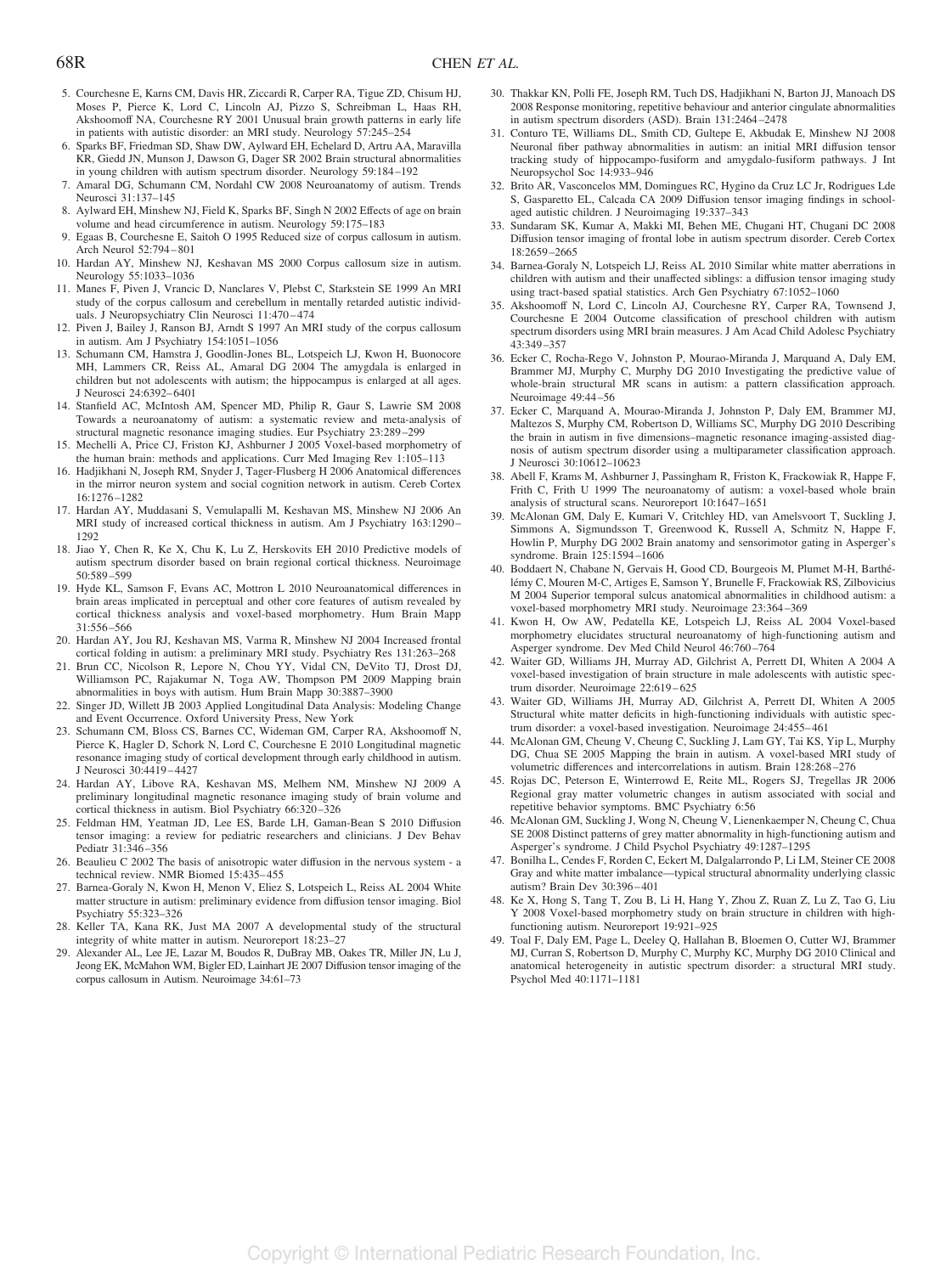5. Courchesne E, Karns CM, Davis HR, Ziccardi R, Carper RA, Tigue ZD, Chisum HJ, Moses P, Pierce K, Lord C, Lincoln AJ, Pizzo S, Schreibman L, Haas RH, Akshoomoff NA, Courchesne RY 2001 Unusual brain growth patterns in early life in patients with autistic disorder: an MRI study. Neurology 57:245–254
6. Sparks BF, Friedman SD, Shaw DW, Aylward EH, Echelard D, Artru AA, Maravilla KR, Giedd JN, Munson J, Dawson G, Dager SR 2002 Brain structural abnormalities in young children with autism spectrum disorder. Neurology 59:184–192
7. Amaral DG, Schumann CM, Nordahl CW 2008 Neuroanatomy of autism. Trends Neurosci 31:137–145
8. Aylward EH, Minshew NJ, Field K, Sparks BF, Singh N 2002 Effects of age on brain volume and head circumference in autism. Neurology 59:175–183
9. Egaas B, Courchesne E, Saitoh O 1995 Reduced size of corpus callosum in autism. Arch Neurol 52:794–801
10. Hardan AY, Minshew NJ, Keshavan MS 2000 Corpus callosum size in autism. Neurology 55:1033–1036
11. Manes F, Piven J, Vrancic D, Nanclares V, Plebst C, Starkstein SE 1999 An MRI study of the corpus callosum and cerebellum in mentally retarded autistic individuals. J Neuropsychiatry Clin Neurosci 11:470–474
12. Piven J, Bailey J, Ranson BJ, Arndt S 1997 An MRI study of the corpus callosum in autism. Am J Psychiatry 154:1051–1056
13. Schumann CM, Hamstra J, Goodlin-Jones BL, Lotspeich LJ, Kwon H, Buonocore MH, Lammers CR, Reiss AL, Amaral DG 2004 The amygdala is enlarged in children but not adolescents with autism; the hippocampus is enlarged at all ages. J Neurosci 24:6392–6401
14. Stanfield AC, McIntosh AM, Spencer MD, Philip R, Gaur S, Lawrie SM 2008 Towards a neuroanatomy of autism: a systematic review and meta-analysis of structural magnetic resonance imaging studies. Eur Psychiatry 23:289–299
15. Mechelli A, Price CJ, Friston KJ, Ashburner J 2005 Voxel-based morphometry of the human brain: methods and applications. Curr Med Imaging Rev 1:105–113
16. Hadjikhani N, Joseph RM, Snyder J, Tager-Flusberg H 2006 Anatomical differences in the mirror neuron system and social cognition network in autism. Cereb Cortex 16:1276–1282
17. Hardan AY, Muddasani S, Vemulapalli M, Keshavan MS, Minshew NJ 2006 An MRI study of increased cortical thickness in autism. Am J Psychiatry 163:1290–1292
18. Jiao Y, Chen R, Ke X, Chu K, Lu Z, Herskovits EH 2010 Predictive models of autism spectrum disorder based on brain regional cortical thickness. Neuroimage 50:589–599
19. Hyde KL, Samson F, Evans AC, Mottron L 2010 Neuroanatomical differences in brain areas implicated in perceptual and other core features of autism revealed by cortical thickness analysis and voxel-based morphometry. Hum Brain Mapp 31:556–566
20. Hardan AY, Jou RJ, Keshavan MS, Varma R, Minshew NJ 2004 Increased frontal cortical folding in autism: a preliminary MRI study. Psychiatry Res 131:263–268
21. Brun CC, Nicolson R, Lepore N, Chou YY, Vidal CN, DeVito TJ, Drost DJ, Williamson PC, Rajakumar N, Toga AW, Thompson PM 2009 Mapping brain abnormalities in boys with autism. Hum Brain Mapp 30:3887–3900
22. Singer JD, Willett JB 2003 Applied Longitudinal Data Analysis: Modeling Change and Event Occurrence. Oxford University Press, New York
23. Schumann CM, Bloss CS, Barnes CC, Wideman GM, Carper RA, Akshoomoff N, Pierce K, Hagler D, Schork N, Lord C, Courchesne E 2010 Longitudinal magnetic resonance imaging study of cortical development through early childhood in autism. J Neurosci 30:4419–4427
24. Hardan AY, Libove RA, Keshavan MS, Melhem NM, Minshew NJ 2009 A preliminary longitudinal magnetic resonance imaging study of brain volume and cortical thickness in autism. Biol Psychiatry 66:320–326
25. Feldman HM, Yeatman JD, Lee ES, Barde LH, Gaman-Bean S 2010 Diffusion tensor imaging: a review for pediatric researchers and clinicians. J Dev Behav Pediatr 31:346–356
26. Beaulieu C 2002 The basis of anisotropic water diffusion in the nervous system - a technical review. NMR Biomed 15:435–455
27. Barnea-Goraly N, Kwon H, Menon V, Eliez S, Lotspeich L, Reiss AL 2004 White matter structure in autism: preliminary evidence from diffusion tensor imaging. Biol Psychiatry 55:323–326
28. Keller TA, Kana RK, Just MA 2007 A developmental study of the structural integrity of white matter in autism. Neuroreport 18:23–27
29. Alexander AL, Lee JE, Lazar M, Boudos R, DuBray MB, Oakes TR, Miller JN, Lu J, Jeong EK, McMahon WM, Bigler ED, Lainhart JE 2007 Diffusion tensor imaging of the corpus callosum in Autism. Neuroimage 34:61–73
30. Thakkar KN, Polli FE, Joseph RM, Tuch DS, Hadjikhani N, Barton JJ, Manoach DS 2008 Response monitoring, repetitive behaviour and anterior cingulate abnormalities in autism spectrum disorders (ASD). Brain 131:2464–2478
31. Conturo TE, Williams DL, Smith CD, Gultepe E, Akbudak E, Minshew NJ 2008 Neuronal fiber pathway abnormalities in autism: an initial MRI diffusion tensor tracking study of hippocampo-fusiform and amygdalo-fusiform pathways. J Int Neuropsychol Soc 14:933–946
32. Brito AR, Vasconcelos MM, Domingues RC, Hygino da Cruz LC Jr, Rodrigues Lde S, Gasparetto EL, Calcada CA 2009 Diffusion tensor imaging findings in school-aged autistic children. J Neuroimaging 19:337–343
33. Sundaram SK, Kumar A, Makki MI, Behen ME, Chugani HT, Chugani DC 2008 Diffusion tensor imaging of frontal lobe in autism spectrum disorder. Cereb Cortex 18:2659–2665
34. Barnea-Goraly N, Lotspeich LJ, Reiss AL 2010 Similar white matter aberrations in children with autism and their unaffected siblings: a diffusion tensor imaging study using tract-based spatial statistics. Arch Gen Psychiatry 67:1052–1060
35. Akshoomoff N, Lord C, Lincoln AJ, Courchesne RY, Carper RA, Townsend J, Courchesne E 2004 Outcome classification of preschool children with autism spectrum disorders using MRI brain measures. J Am Acad Child Adolesc Psychiatry 43:349–357
36. Ecker C, Rocha-Rego V, Johnston P, Mourao-Miranda J, Marquand A, Daly EM, Brammer MJ, Murphy C, Murphy DG 2010 Investigating the predictive value of whole-brain structural MR scans in autism: a pattern classification approach. Neuroimage 49:44–56
37. Ecker C, Marquand A, Mourao-Miranda J, Johnston P, Daly EM, Brammer MJ, Maltezos S, Murphy CM, Robertson D, Williams SC, Murphy DG 2010 Describing the brain in autism in five dimensions–magnetic resonance imaging-assisted diagnosis of autism spectrum disorder using a multiparameter classification approach. J Neurosci 30:10612–10623
38. Abell F, Krams M, Ashburner J, Passingham R, Friston K, Frackowiak R, Happe F, Frith C, Frith U 1999 The neuroanatomy of autism: a voxel-based whole brain analysis of structural scans. Neuroreport 10:1647–1651
39. McAlonan GM, Daly E, Kumari V, Critchley HD, van Amelsvoort T, Suckling J, Simmons A, Sigmundsson T, Greenwood K, Russell A, Schmitz N, Happe F, Howlin P, Murphy DG 2002 Brain anatomy and sensorimotor gating in Asperger's syndrome. Brain 125:1594–1606
40. Boddaert N, Chabane N, Gervais H, Good CD, Bourgeois M, Plumet M-H, Barthélémy C, Mouren M-C, Artiges E, Samson Y, Brunelle F, Frackowiak RS, Zilbovicius M 2004 Superior temporal sulcus anatomical abnormalities in childhood autism: a voxel-based morphometry MRI study. Neuroimage 23:364–369
41. Kwon H, Ow AW, Pedatella KE, Lotspeich LJ, Reiss AL 2004 Voxel-based morphometry elucidates structural neuroanatomy of high-functioning autism and Asperger syndrome. Dev Med Child Neurol 46:760–764
42. Waiter GD, Williams JH, Murray AD, Gilchrist A, Perrett DI, Whiten A 2004 A voxel-based investigation of brain structure in male adolescents with autistic spectrum disorder. Neuroimage 22:619–625
43. Waiter GD, Williams JH, Murray AD, Gilchrist A, Perrett DI, Whiten A 2005 Structural white matter deficits in high-functioning individuals with autistic spectrum disorder: a voxel-based investigation. Neuroimage 24:455–461
44. McAlonan GM, Cheung V, Cheung C, Suckling J, Lam GY, Tai KS, Yip L, Murphy DG, Chua SE 2005 Mapping the brain in autism. A voxel-based MRI study of volumetric differences and intercorrelations in autism. Brain 128:268–276
45. Rojas DC, Peterson E, Winterrowd E, Reite ML, Rogers SJ, Tregellas JR 2006 Regional gray matter volumetric changes in autism associated with social and repetitive behavior symptoms. BMC Psychiatry 6:56
46. McAlonan GM, Suckling J, Wong N, Cheung V, Lienenkaemper N, Cheung C, Chua SE 2008 Distinct patterns of grey matter abnormality in high-functioning autism and Asperger's syndrome. J Child Psychol Psychiatry 49:1287–1295
47. Bonilha L, Cendes F, Rorden C, Eckert M, Dalgalarrondo P, Li LM, Steiner CE 2008 Gray and white matter imbalance—typical structural abnormality underlying classic autism? Brain Dev 30:396–401
48. Ke X, Hong S, Tang T, Zou B, Li H, Hang Y, Zhou Z, Ruan Z, Lu Z, Tao G, Liu Y 2008 Voxel-based morphometry study on brain structure in children with high-functioning autism. Neuroreport 19:921–925
49. Toal F, Daly EM, Page L, Deeley Q, Hallahan B, Bloemen O, Cutter WJ, Brammer MJ, Curran S, Robertson D, Murphy C, Murphy KC, Murphy DG 2010 Clinical and anatomical heterogeneity in autistic spectrum disorder: a structural MRI study. Psychol Med 40:1171–1181